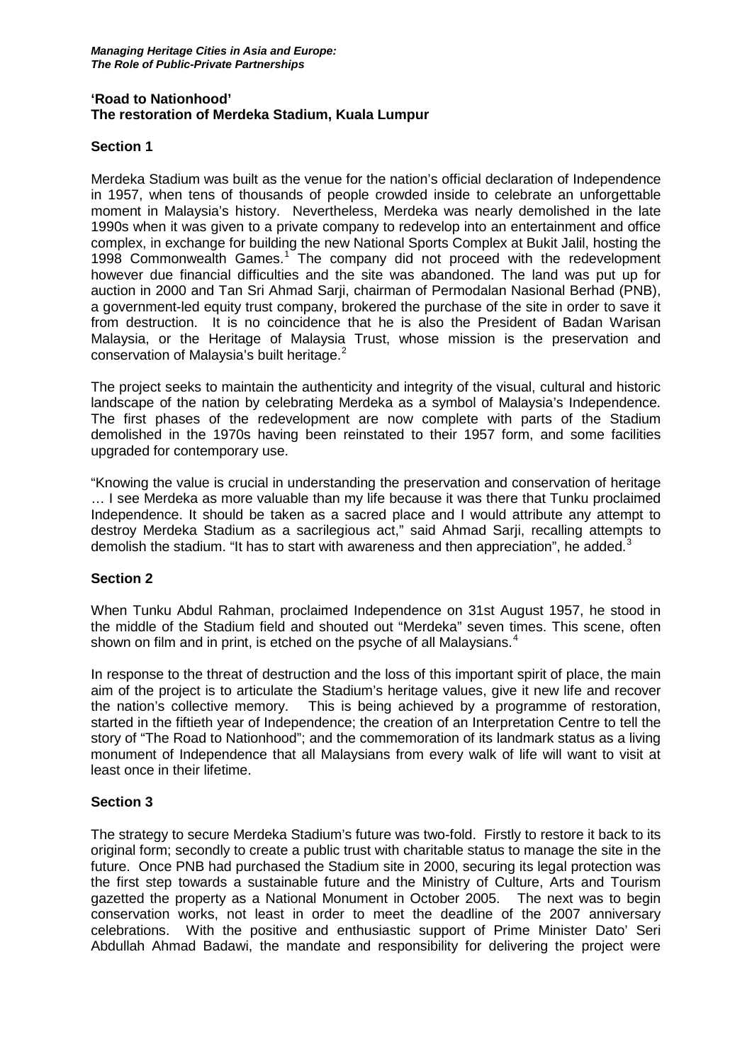**'Road to Nationhood'**
**The restoration of Merdeka Stadium, Kuala Lumpur**

## Section 1

Merdeka Stadium was built as the venue for the nation's official declaration of Independence in 1957, when tens of thousands of people crowded inside to celebrate an unforgettable moment in Malaysia's history. Nevertheless, Merdeka was nearly demolished in the late 1990s when it was given to a private company to redevelop into an entertainment and office complex, in exchange for building the new National Sports Complex at Bukit Jalil, hosting the 1998 Commonwealth Games.[1] The company did not proceed with the redevelopment however due financial difficulties and the site was abandoned. The land was put up for auction in 2000 and Tan Sri Ahmad Sarji, chairman of Permodalan Nasional Berhad (PNB), a government-led equity trust company, brokered the purchase of the site in order to save it from destruction. It is no coincidence that he is also the President of Badan Warisan Malaysia, or the Heritage of Malaysia Trust, whose mission is the preservation and conservation of Malaysia's built heritage.[2]

The project seeks to maintain the authenticity and integrity of the visual, cultural and historic landscape of the nation by celebrating Merdeka as a symbol of Malaysia's Independence. The first phases of the redevelopment are now complete with parts of the Stadium demolished in the 1970s having been reinstated to their 1957 form, and some facilities upgraded for contemporary use.

"Knowing the value is crucial in understanding the preservation and conservation of heritage … I see Merdeka as more valuable than my life because it was there that Tunku proclaimed Independence. It should be taken as a sacred place and I would attribute any attempt to destroy Merdeka Stadium as a sacrilegious act," said Ahmad Sarji, recalling attempts to demolish the stadium. "It has to start with awareness and then appreciation", he added.[3]

## Section 2

When Tunku Abdul Rahman, proclaimed Independence on 31st August 1957, he stood in the middle of the Stadium field and shouted out "Merdeka" seven times. This scene, often shown on film and in print, is etched on the psyche of all Malaysians.[4]

In response to the threat of destruction and the loss of this important spirit of place, the main aim of the project is to articulate the Stadium's heritage values, give it new life and recover the nation's collective memory. This is being achieved by a programme of restoration, started in the fiftieth year of Independence; the creation of an Interpretation Centre to tell the story of "The Road to Nationhood"; and the commemoration of its landmark status as a living monument of Independence that all Malaysians from every walk of life will want to visit at least once in their lifetime.

## Section 3

The strategy to secure Merdeka Stadium's future was two-fold. Firstly to restore it back to its original form; secondly to create a public trust with charitable status to manage the site in the future. Once PNB had purchased the Stadium site in 2000, securing its legal protection was the first step towards a sustainable future and the Ministry of Culture, Arts and Tourism gazetted the property as a National Monument in October 2005. The next was to begin conservation works, not least in order to meet the deadline of the 2007 anniversary celebrations. With the positive and enthusiastic support of Prime Minister Dato' Seri Abdullah Ahmad Badawi, the mandate and responsibility for delivering the project were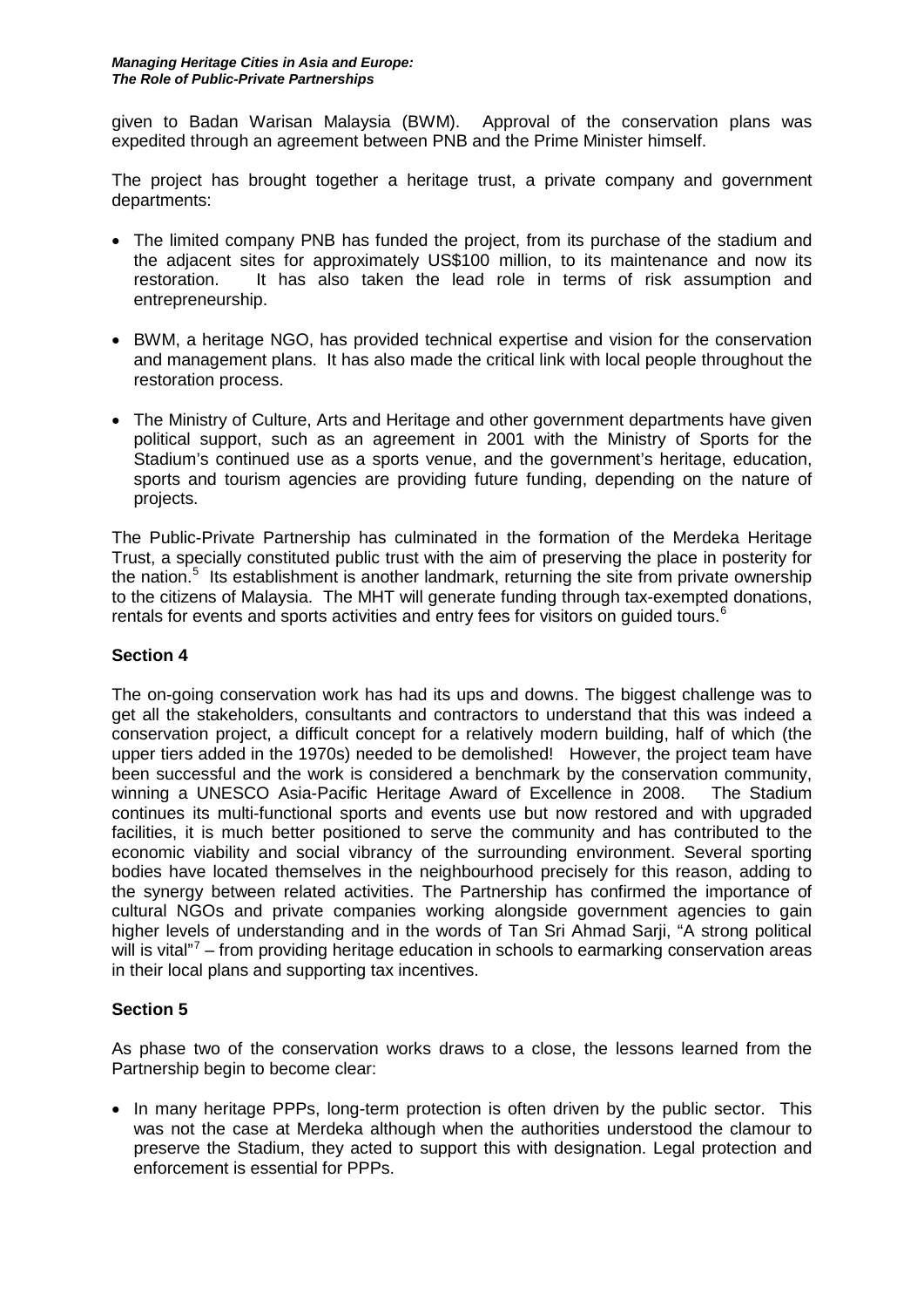given to Badan Warisan Malaysia (BWM). Approval of the conservation plans was expedited through an agreement between PNB and the Prime Minister himself.

The project has brought together a heritage trust, a private company and government departments:

- The limited company PNB has funded the project, from its purchase of the stadium and the adjacent sites for approximately US$100 million, to its maintenance and now its restoration. It has also taken the lead role in terms of risk assumption and entrepreneurship.
- BWM, a heritage NGO, has provided technical expertise and vision for the conservation and management plans. It has also made the critical link with local people throughout the restoration process.
- The Ministry of Culture, Arts and Heritage and other government departments have given political support, such as an agreement in 2001 with the Ministry of Sports for the Stadium's continued use as a sports venue, and the government's heritage, education, sports and tourism agencies are providing future funding, depending on the nature of projects.

The Public-Private Partnership has culminated in the formation of the Merdeka Heritage Trust, a specially constituted public trust with the aim of preserving the place in posterity for the nation.[5] Its establishment is another landmark, returning the site from private ownership to the citizens of Malaysia. The MHT will generate funding through tax-exempted donations, rentals for events and sports activities and entry fees for visitors on guided tours.[6]

## Section 4

The on-going conservation work has had its ups and downs. The biggest challenge was to get all the stakeholders, consultants and contractors to understand that this was indeed a conservation project, a difficult concept for a relatively modern building, half of which (the upper tiers added in the 1970s) needed to be demolished! However, the project team have been successful and the work is considered a benchmark by the conservation community, winning a UNESCO Asia-Pacific Heritage Award of Excellence in 2008. The Stadium continues its multi-functional sports and events use but now restored and with upgraded facilities, it is much better positioned to serve the community and has contributed to the economic viability and social vibrancy of the surrounding environment. Several sporting bodies have located themselves in the neighbourhood precisely for this reason, adding to the synergy between related activities. The Partnership has confirmed the importance of cultural NGOs and private companies working alongside government agencies to gain higher levels of understanding and in the words of Tan Sri Ahmad Sarji, "A strong political will is vital"[7] – from providing heritage education in schools to earmarking conservation areas in their local plans and supporting tax incentives.

## Section 5

As phase two of the conservation works draws to a close, the lessons learned from the Partnership begin to become clear:

- In many heritage PPPs, long-term protection is often driven by the public sector. This was not the case at Merdeka although when the authorities understood the clamour to preserve the Stadium, they acted to support this with designation. Legal protection and enforcement is essential for PPPs.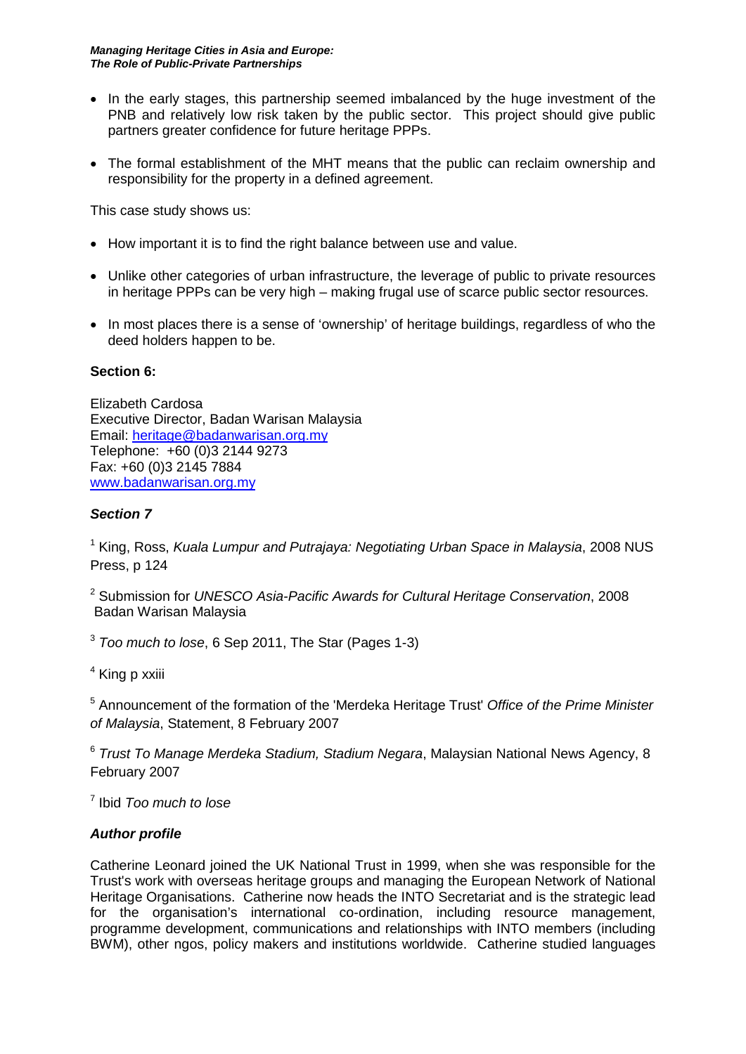- In the early stages, this partnership seemed imbalanced by the huge investment of the PNB and relatively low risk taken by the public sector. This project should give public partners greater confidence for future heritage PPPs.
- The formal establishment of the MHT means that the public can reclaim ownership and responsibility for the property in a defined agreement.

This case study shows us:

- How important it is to find the right balance between use and value.
- Unlike other categories of urban infrastructure, the leverage of public to private resources in heritage PPPs can be very high – making frugal use of scarce public sector resources.
- In most places there is a sense of 'ownership' of heritage buildings, regardless of who the deed holders happen to be.

**Section 6:**

Elizabeth Cardosa
Executive Director, Badan Warisan Malaysia
Email: heritage@badanwarisan.org.my
Telephone: +60 (0)3 2144 9273
Fax: +60 (0)3 2145 7884
www.badanwarisan.org.my

***Section 7***

[1] King, Ross, *Kuala Lumpur and Putrajaya: Negotiating Urban Space in Malaysia*, 2008 NUS Press, p 124

[2] Submission for *UNESCO Asia-Pacific Awards for Cultural Heritage Conservation*, 2008 Badan Warisan Malaysia

[3] *Too much to lose*, 6 Sep 2011, The Star (Pages 1-3)

[4] King p xxiii

[5] Announcement of the formation of the 'Merdeka Heritage Trust' *Office of the Prime Minister of Malaysia*, Statement, 8 February 2007

[6] *Trust To Manage Merdeka Stadium, Stadium Negara*, Malaysian National News Agency, 8 February 2007

[7] Ibid *Too much to lose*

***Author profile***

Catherine Leonard joined the UK National Trust in 1999, when she was responsible for the Trust's work with overseas heritage groups and managing the European Network of National Heritage Organisations. Catherine now heads the INTO Secretariat and is the strategic lead for the organisation's international co-ordination, including resource management, programme development, communications and relationships with INTO members (including BWM), other ngos, policy makers and institutions worldwide. Catherine studied languages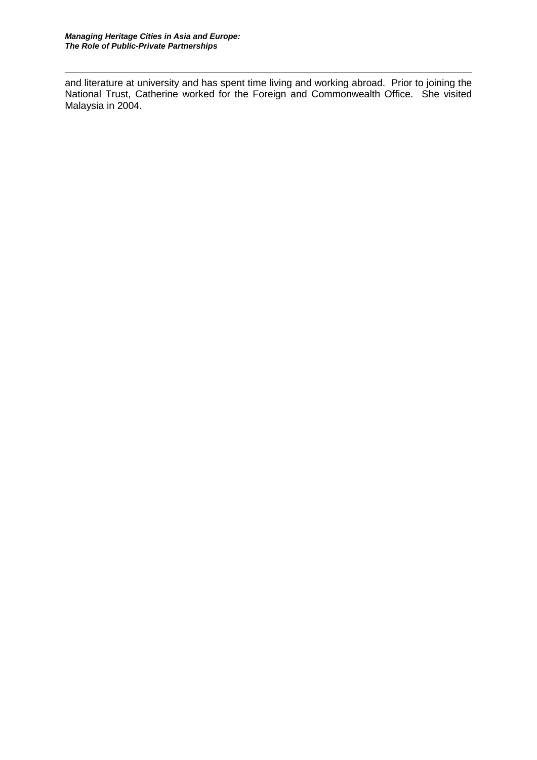and literature at university and has spent time living and working abroad. Prior to joining the National Trust, Catherine worked for the Foreign and Commonwealth Office. She visited Malaysia in 2004.